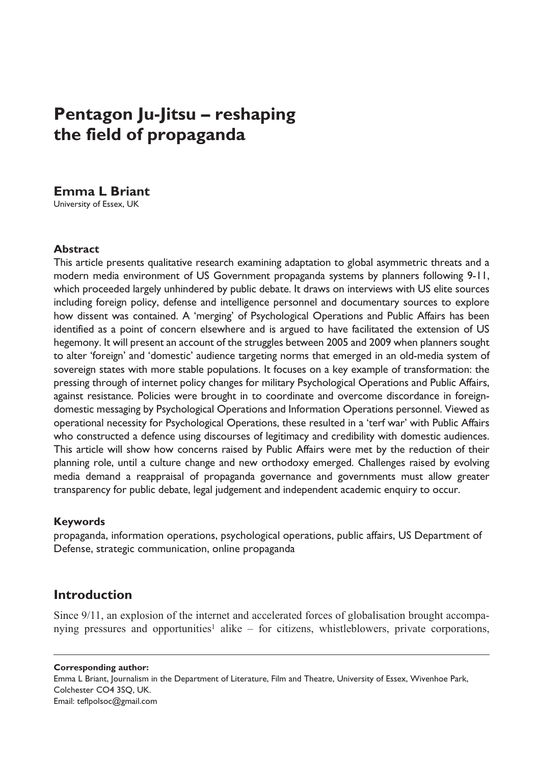# Pentagon Ju-Jitsu – reshaping the field of propaganda

**Emma L Briant**
University of Essex, UK

### Abstract

This article presents qualitative research examining adaptation to global asymmetric threats and a modern media environment of US Government propaganda systems by planners following 9-11, which proceeded largely unhindered by public debate. It draws on interviews with US elite sources including foreign policy, defense and intelligence personnel and documentary sources to explore how dissent was contained. A 'merging' of Psychological Operations and Public Affairs has been identified as a point of concern elsewhere and is argued to have facilitated the extension of US hegemony. It will present an account of the struggles between 2005 and 2009 when planners sought to alter 'foreign' and 'domestic' audience targeting norms that emerged in an old-media system of sovereign states with more stable populations. It focuses on a key example of transformation: the pressing through of internet policy changes for military Psychological Operations and Public Affairs, against resistance. Policies were brought in to coordinate and overcome discordance in foreign-domestic messaging by Psychological Operations and Information Operations personnel. Viewed as operational necessity for Psychological Operations, these resulted in a 'terf war' with Public Affairs who constructed a defence using discourses of legitimacy and credibility with domestic audiences. This article will show how concerns raised by Public Affairs were met by the reduction of their planning role, until a culture change and new orthodoxy emerged. Challenges raised by evolving media demand a reappraisal of propaganda governance and governments must allow greater transparency for public debate, legal judgement and independent academic enquiry to occur.

### Keywords

propaganda, information operations, psychological operations, public affairs, US Department of Defense, strategic communication, online propaganda

## Introduction

Since 9/11, an explosion of the internet and accelerated forces of globalisation brought accompanying pressures and opportunities[1] alike – for citizens, whistleblowers, private corporations,

---

**Corresponding author:**
Emma L Briant, Journalism in the Department of Literature, Film and Theatre, University of Essex, Wivenhoe Park, Colchester CO4 3SQ, UK.
Email: teflpolsoc@gmail.com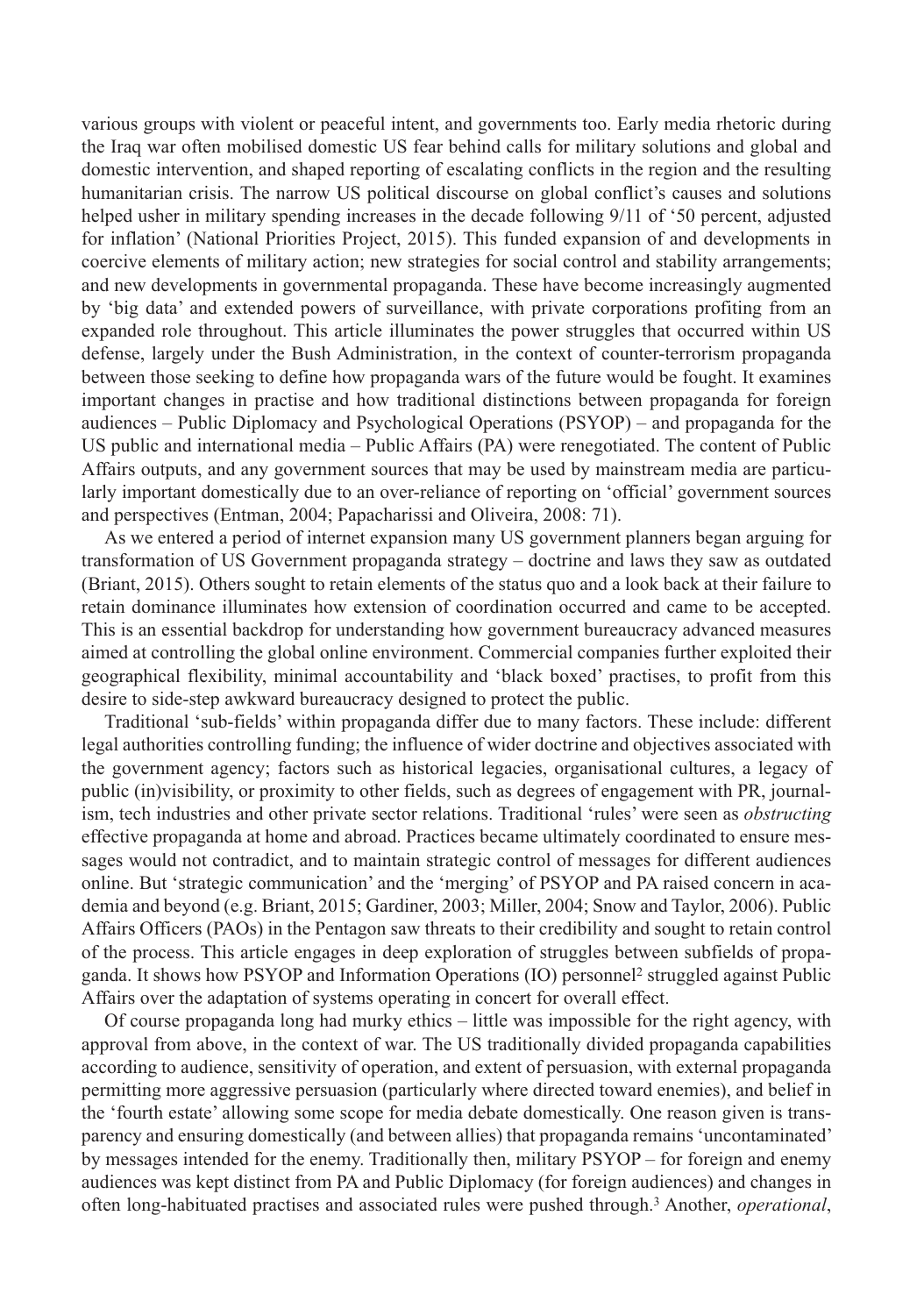various groups with violent or peaceful intent, and governments too. Early media rhetoric during the Iraq war often mobilised domestic US fear behind calls for military solutions and global and domestic intervention, and shaped reporting of escalating conflicts in the region and the resulting humanitarian crisis. The narrow US political discourse on global conflict's causes and solutions helped usher in military spending increases in the decade following 9/11 of '50 percent, adjusted for inflation' (National Priorities Project, 2015). This funded expansion of and developments in coercive elements of military action; new strategies for social control and stability arrangements; and new developments in governmental propaganda. These have become increasingly augmented by 'big data' and extended powers of surveillance, with private corporations profiting from an expanded role throughout. This article illuminates the power struggles that occurred within US defense, largely under the Bush Administration, in the context of counter-terrorism propaganda between those seeking to define how propaganda wars of the future would be fought. It examines important changes in practise and how traditional distinctions between propaganda for foreign audiences – Public Diplomacy and Psychological Operations (PSYOP) – and propaganda for the US public and international media – Public Affairs (PA) were renegotiated. The content of Public Affairs outputs, and any government sources that may be used by mainstream media are particularly important domestically due to an over-reliance of reporting on 'official' government sources and perspectives (Entman, 2004; Papacharissi and Oliveira, 2008: 71).

As we entered a period of internet expansion many US government planners began arguing for transformation of US Government propaganda strategy – doctrine and laws they saw as outdated (Briant, 2015). Others sought to retain elements of the status quo and a look back at their failure to retain dominance illuminates how extension of coordination occurred and came to be accepted. This is an essential backdrop for understanding how government bureaucracy advanced measures aimed at controlling the global online environment. Commercial companies further exploited their geographical flexibility, minimal accountability and 'black boxed' practises, to profit from this desire to side-step awkward bureaucracy designed to protect the public.

Traditional 'sub-fields' within propaganda differ due to many factors. These include: different legal authorities controlling funding; the influence of wider doctrine and objectives associated with the government agency; factors such as historical legacies, organisational cultures, a legacy of public (in)visibility, or proximity to other fields, such as degrees of engagement with PR, journalism, tech industries and other private sector relations. Traditional 'rules' were seen as *obstructing* effective propaganda at home and abroad. Practices became ultimately coordinated to ensure messages would not contradict, and to maintain strategic control of messages for different audiences online. But 'strategic communication' and the 'merging' of PSYOP and PA raised concern in academia and beyond (e.g. Briant, 2015; Gardiner, 2003; Miller, 2004; Snow and Taylor, 2006). Public Affairs Officers (PAOs) in the Pentagon saw threats to their credibility and sought to retain control of the process. This article engages in deep exploration of struggles between subfields of propaganda. It shows how PSYOP and Information Operations (IO) personnel[2] struggled against Public Affairs over the adaptation of systems operating in concert for overall effect.

Of course propaganda long had murky ethics – little was impossible for the right agency, with approval from above, in the context of war. The US traditionally divided propaganda capabilities according to audience, sensitivity of operation, and extent of persuasion, with external propaganda permitting more aggressive persuasion (particularly where directed toward enemies), and belief in the 'fourth estate' allowing some scope for media debate domestically. One reason given is transparency and ensuring domestically (and between allies) that propaganda remains 'uncontaminated' by messages intended for the enemy. Traditionally then, military PSYOP – for foreign and enemy audiences was kept distinct from PA and Public Diplomacy (for foreign audiences) and changes in often long-habituated practises and associated rules were pushed through.[3] Another, *operational*,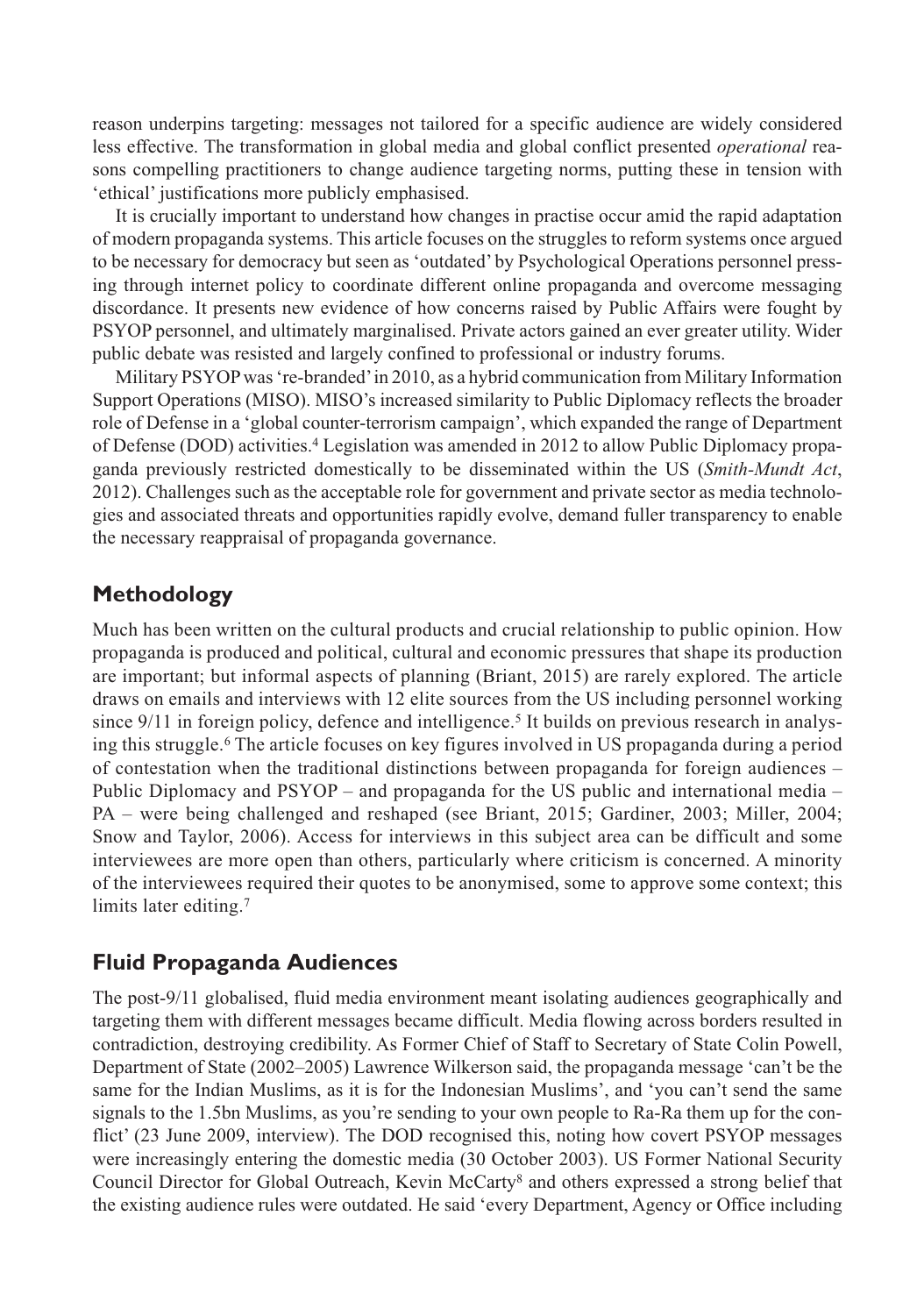reason underpins targeting: messages not tailored for a specific audience are widely considered less effective. The transformation in global media and global conflict presented *operational* reasons compelling practitioners to change audience targeting norms, putting these in tension with 'ethical' justifications more publicly emphasised.

It is crucially important to understand how changes in practise occur amid the rapid adaptation of modern propaganda systems. This article focuses on the struggles to reform systems once argued to be necessary for democracy but seen as 'outdated' by Psychological Operations personnel pressing through internet policy to coordinate different online propaganda and overcome messaging discordance. It presents new evidence of how concerns raised by Public Affairs were fought by PSYOP personnel, and ultimately marginalised. Private actors gained an ever greater utility. Wider public debate was resisted and largely confined to professional or industry forums.

Military PSYOP was 're-branded' in 2010, as a hybrid communication from Military Information Support Operations (MISO). MISO's increased similarity to Public Diplomacy reflects the broader role of Defense in a 'global counter-terrorism campaign', which expanded the range of Department of Defense (DOD) activities.[4] Legislation was amended in 2012 to allow Public Diplomacy propaganda previously restricted domestically to be disseminated within the US (*Smith-Mundt Act*, 2012). Challenges such as the acceptable role for government and private sector as media technologies and associated threats and opportunities rapidly evolve, demand fuller transparency to enable the necessary reappraisal of propaganda governance.

## Methodology

Much has been written on the cultural products and crucial relationship to public opinion. How propaganda is produced and political, cultural and economic pressures that shape its production are important; but informal aspects of planning (Briant, 2015) are rarely explored. The article draws on emails and interviews with 12 elite sources from the US including personnel working since 9/11 in foreign policy, defence and intelligence.[5] It builds on previous research in analysing this struggle.[6] The article focuses on key figures involved in US propaganda during a period of contestation when the traditional distinctions between propaganda for foreign audiences – Public Diplomacy and PSYOP – and propaganda for the US public and international media – PA – were being challenged and reshaped (see Briant, 2015; Gardiner, 2003; Miller, 2004; Snow and Taylor, 2006). Access for interviews in this subject area can be difficult and some interviewees are more open than others, particularly where criticism is concerned. A minority of the interviewees required their quotes to be anonymised, some to approve some context; this limits later editing.[7]

## Fluid Propaganda Audiences

The post-9/11 globalised, fluid media environment meant isolating audiences geographically and targeting them with different messages became difficult. Media flowing across borders resulted in contradiction, destroying credibility. As Former Chief of Staff to Secretary of State Colin Powell, Department of State (2002–2005) Lawrence Wilkerson said, the propaganda message 'can't be the same for the Indian Muslims, as it is for the Indonesian Muslims', and 'you can't send the same signals to the 1.5bn Muslims, as you're sending to your own people to Ra-Ra them up for the conflict' (23 June 2009, interview). The DOD recognised this, noting how covert PSYOP messages were increasingly entering the domestic media (30 October 2003). US Former National Security Council Director for Global Outreach, Kevin McCarty[8] and others expressed a strong belief that the existing audience rules were outdated. He said 'every Department, Agency or Office including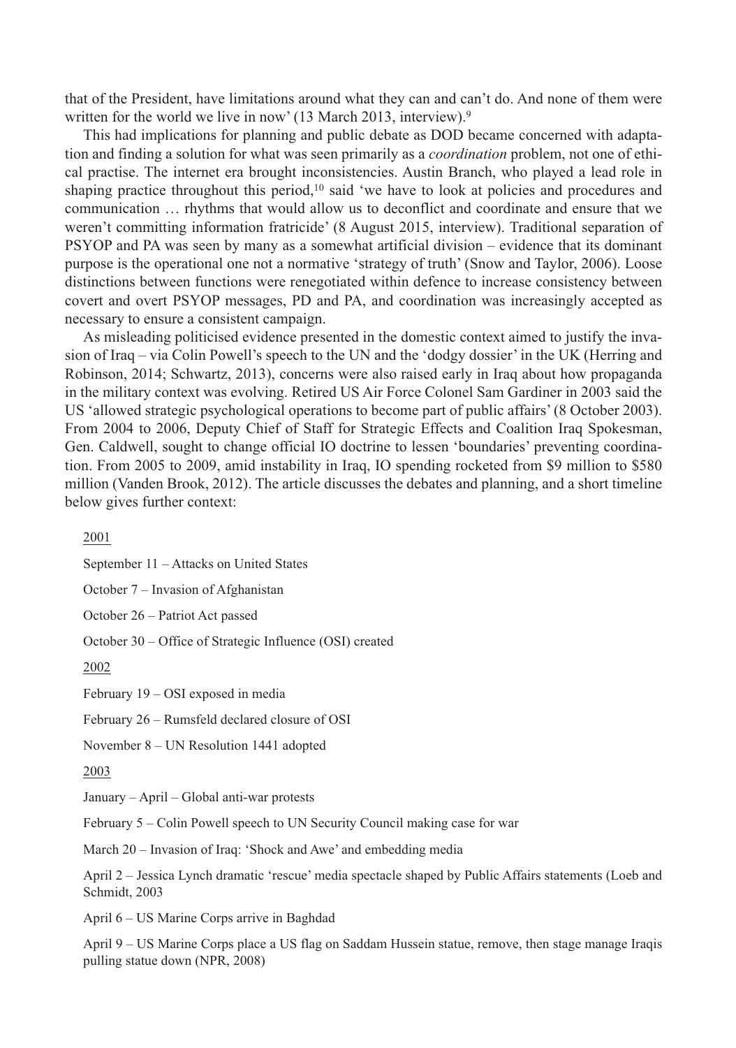that of the President, have limitations around what they can and can't do. And none of them were written for the world we live in now' (13 March 2013, interview).[9]

This had implications for planning and public debate as DOD became concerned with adaptation and finding a solution for what was seen primarily as a *coordination* problem, not one of ethical practise. The internet era brought inconsistencies. Austin Branch, who played a lead role in shaping practice throughout this period,[10] said 'we have to look at policies and procedures and communication … rhythms that would allow us to deconflict and coordinate and ensure that we weren't committing information fratricide' (8 August 2015, interview). Traditional separation of PSYOP and PA was seen by many as a somewhat artificial division – evidence that its dominant purpose is the operational one not a normative 'strategy of truth' (Snow and Taylor, 2006). Loose distinctions between functions were renegotiated within defence to increase consistency between covert and overt PSYOP messages, PD and PA, and coordination was increasingly accepted as necessary to ensure a consistent campaign.

As misleading politicised evidence presented in the domestic context aimed to justify the invasion of Iraq – via Colin Powell's speech to the UN and the 'dodgy dossier' in the UK (Herring and Robinson, 2014; Schwartz, 2013), concerns were also raised early in Iraq about how propaganda in the military context was evolving. Retired US Air Force Colonel Sam Gardiner in 2003 said the US 'allowed strategic psychological operations to become part of public affairs' (8 October 2003). From 2004 to 2006, Deputy Chief of Staff for Strategic Effects and Coalition Iraq Spokesman, Gen. Caldwell, sought to change official IO doctrine to lessen 'boundaries' preventing coordination. From 2005 to 2009, amid instability in Iraq, IO spending rocketed from $9 million to $580 million (Vanden Brook, 2012). The article discusses the debates and planning, and a short timeline below gives further context:

2001

September 11 – Attacks on United States

October 7 – Invasion of Afghanistan

October 26 – Patriot Act passed

October 30 – Office of Strategic Influence (OSI) created

2002

February 19 – OSI exposed in media

February 26 – Rumsfeld declared closure of OSI

November 8 – UN Resolution 1441 adopted

2003

January – April – Global anti-war protests

February 5 – Colin Powell speech to UN Security Council making case for war

March 20 – Invasion of Iraq: 'Shock and Awe' and embedding media

April 2 – Jessica Lynch dramatic 'rescue' media spectacle shaped by Public Affairs statements (Loeb and Schmidt, 2003

April 6 – US Marine Corps arrive in Baghdad

April 9 – US Marine Corps place a US flag on Saddam Hussein statue, remove, then stage manage Iraqis pulling statue down (NPR, 2008)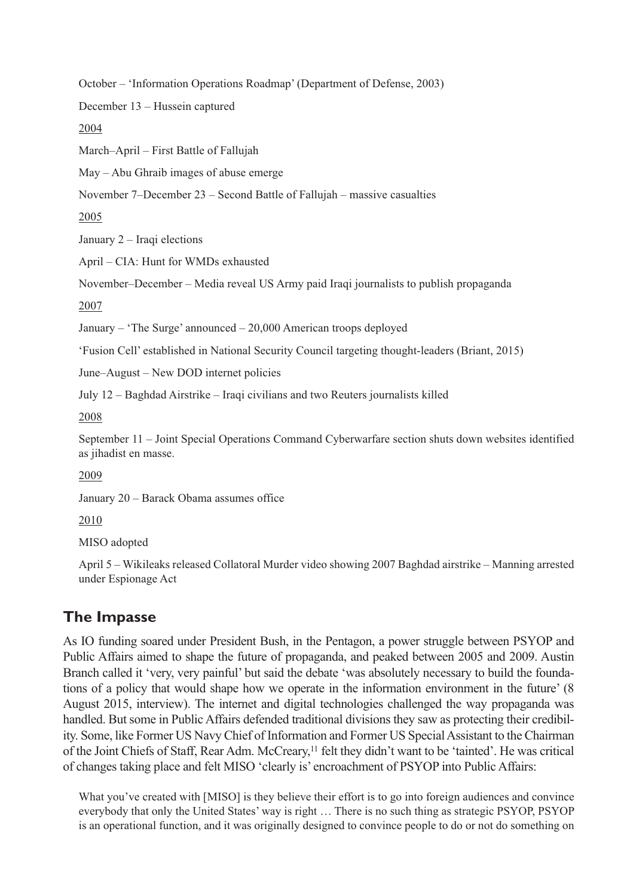October – 'Information Operations Roadmap' (Department of Defense, 2003)

December 13 – Hussein captured

2004

March–April – First Battle of Fallujah

May – Abu Ghraib images of abuse emerge

November 7–December 23 – Second Battle of Fallujah – massive casualties

2005

January 2 – Iraqi elections

April – CIA: Hunt for WMDs exhausted

November–December – Media reveal US Army paid Iraqi journalists to publish propaganda

2007

January – 'The Surge' announced – 20,000 American troops deployed

'Fusion Cell' established in National Security Council targeting thought-leaders (Briant, 2015)

June–August – New DOD internet policies

July 12 – Baghdad Airstrike – Iraqi civilians and two Reuters journalists killed

2008

September 11 – Joint Special Operations Command Cyberwarfare section shuts down websites identified as jihadist en masse.

2009

January 20 – Barack Obama assumes office

2010

MISO adopted

April 5 – Wikileaks released Collatoral Murder video showing 2007 Baghdad airstrike – Manning arrested under Espionage Act

## The Impasse

As IO funding soared under President Bush, in the Pentagon, a power struggle between PSYOP and Public Affairs aimed to shape the future of propaganda, and peaked between 2005 and 2009. Austin Branch called it 'very, very painful' but said the debate 'was absolutely necessary to build the foundations of a policy that would shape how we operate in the information environment in the future' (8 August 2015, interview). The internet and digital technologies challenged the way propaganda was handled. But some in Public Affairs defended traditional divisions they saw as protecting their credibility. Some, like Former US Navy Chief of Information and Former US Special Assistant to the Chairman of the Joint Chiefs of Staff, Rear Adm. McCreary,[11] felt they didn't want to be 'tainted'. He was critical of changes taking place and felt MISO 'clearly is' encroachment of PSYOP into Public Affairs:

> What you've created with [MISO] is they believe their effort is to go into foreign audiences and convince everybody that only the United States' way is right … There is no such thing as strategic PSYOP, PSYOP is an operational function, and it was originally designed to convince people to do or not do something on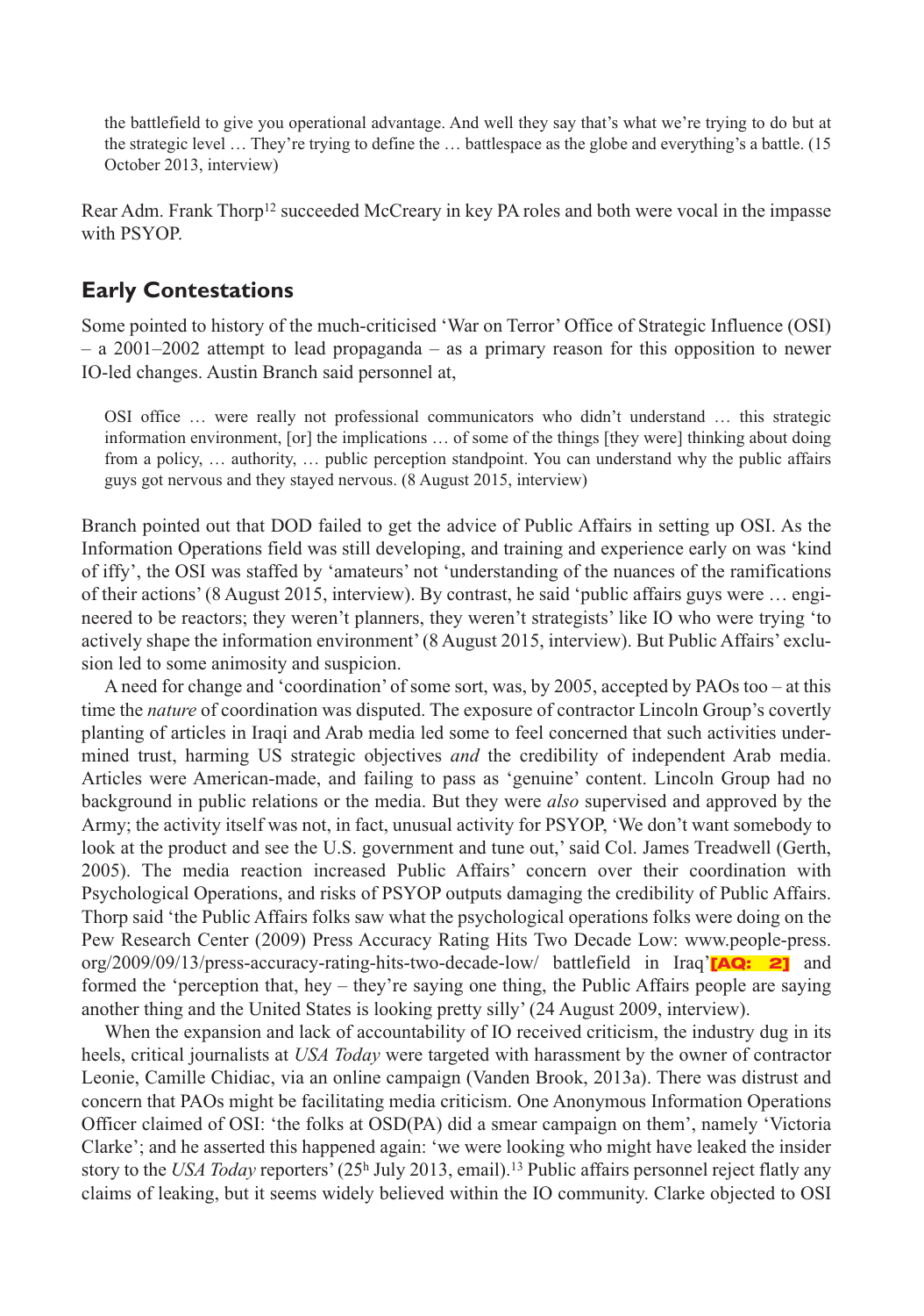> the battlefield to give you operational advantage. And well they say that's what we're trying to do but at the strategic level … They're trying to define the … battlespace as the globe and everything's a battle. (15 October 2013, interview)

Rear Adm. Frank Thorp[12] succeeded McCreary in key PA roles and both were vocal in the impasse with PSYOP.

## Early Contestations

Some pointed to history of the much-criticised 'War on Terror' Office of Strategic Influence (OSI) – a 2001–2002 attempt to lead propaganda – as a primary reason for this opposition to newer IO-led changes. Austin Branch said personnel at,

> OSI office … were really not professional communicators who didn't understand … this strategic information environment, [or] the implications … of some of the things [they were] thinking about doing from a policy, … authority, … public perception standpoint. You can understand why the public affairs guys got nervous and they stayed nervous. (8 August 2015, interview)

Branch pointed out that DOD failed to get the advice of Public Affairs in setting up OSI. As the Information Operations field was still developing, and training and experience early on was 'kind of iffy', the OSI was staffed by 'amateurs' not 'understanding of the nuances of the ramifications of their actions' (8 August 2015, interview). By contrast, he said 'public affairs guys were … engineered to be reactors; they weren't planners, they weren't strategists' like IO who were trying 'to actively shape the information environment' (8 August 2015, interview). But Public Affairs' exclusion led to some animosity and suspicion.

A need for change and 'coordination' of some sort, was, by 2005, accepted by PAOs too – at this time the *nature* of coordination was disputed. The exposure of contractor Lincoln Group's covertly planting of articles in Iraqi and Arab media led some to feel concerned that such activities undermined trust, harming US strategic objectives *and* the credibility of independent Arab media. Articles were American-made, and failing to pass as 'genuine' content. Lincoln Group had no background in public relations or the media. But they were *also* supervised and approved by the Army; the activity itself was not, in fact, unusual activity for PSYOP, 'We don't want somebody to look at the product and see the U.S. government and tune out,' said Col. James Treadwell (Gerth, 2005). The media reaction increased Public Affairs' concern over their coordination with Psychological Operations, and risks of PSYOP outputs damaging the credibility of Public Affairs. Thorp said 'the Public Affairs folks saw what the psychological operations folks were doing on the Pew Research Center (2009) Press Accuracy Rating Hits Two Decade Low: www.people-press.org/2009/09/13/press-accuracy-rating-hits-two-decade-low/ battlefield in Iraq' **[AQ: 2]** and formed the 'perception that, hey – they're saying one thing, the Public Affairs people are saying another thing and the United States is looking pretty silly' (24 August 2009, interview).

When the expansion and lack of accountability of IO received criticism, the industry dug in its heels, critical journalists at *USA Today* were targeted with harassment by the owner of contractor Leonie, Camille Chidiac, via an online campaign (Vanden Brook, 2013a). There was distrust and concern that PAOs might be facilitating media criticism. One Anonymous Information Operations Officer claimed of OSI: 'the folks at OSD(PA) did a smear campaign on them', namely 'Victoria Clarke'; and he asserted this happened again: 'we were looking who might have leaked the insider story to the *USA Today* reporters' (25h July 2013, email).[13] Public affairs personnel reject flatly any claims of leaking, but it seems widely believed within the IO community. Clarke objected to OSI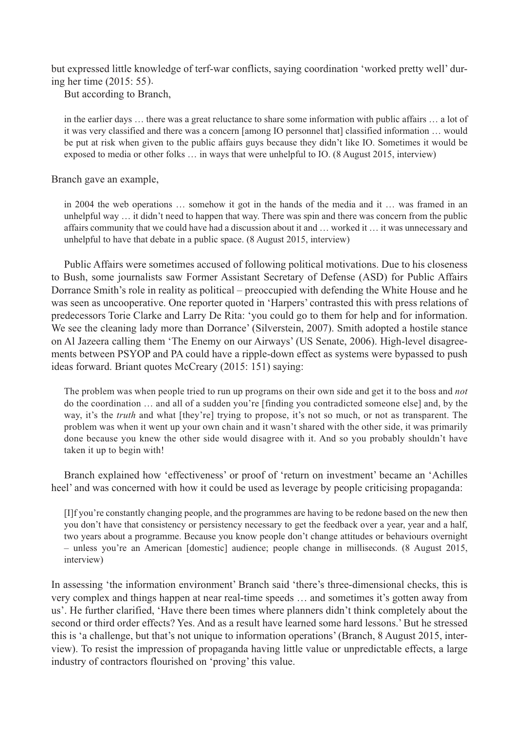but expressed little knowledge of terf-war conflicts, saying coordination 'worked pretty well' during her time (2015: 55).

But according to Branch,

> in the earlier days … there was a great reluctance to share some information with public affairs … a lot of it was very classified and there was a concern [among IO personnel that] classified information … would be put at risk when given to the public affairs guys because they didn't like IO. Sometimes it would be exposed to media or other folks … in ways that were unhelpful to IO. (8 August 2015, interview)

Branch gave an example,

> in 2004 the web operations … somehow it got in the hands of the media and it … was framed in an unhelpful way … it didn't need to happen that way. There was spin and there was concern from the public affairs community that we could have had a discussion about it and … worked it … it was unnecessary and unhelpful to have that debate in a public space. (8 August 2015, interview)

Public Affairs were sometimes accused of following political motivations. Due to his closeness to Bush, some journalists saw Former Assistant Secretary of Defense (ASD) for Public Affairs Dorrance Smith's role in reality as political – preoccupied with defending the White House and he was seen as uncooperative. One reporter quoted in 'Harpers' contrasted this with press relations of predecessors Torie Clarke and Larry De Rita: 'you could go to them for help and for information. We see the cleaning lady more than Dorrance' (Silverstein, 2007). Smith adopted a hostile stance on Al Jazeera calling them 'The Enemy on our Airways' (US Senate, 2006). High-level disagreements between PSYOP and PA could have a ripple-down effect as systems were bypassed to push ideas forward. Briant quotes McCreary (2015: 151) saying:

> The problem was when people tried to run up programs on their own side and get it to the boss and *not* do the coordination … and all of a sudden you're [finding you contradicted someone else] and, by the way, it's the *truth* and what [they're] trying to propose, it's not so much, or not as transparent. The problem was when it went up your own chain and it wasn't shared with the other side, it was primarily done because you knew the other side would disagree with it. And so you probably shouldn't have taken it up to begin with!

Branch explained how 'effectiveness' or proof of 'return on investment' became an 'Achilles heel' and was concerned with how it could be used as leverage by people criticising propaganda:

> [I]f you're constantly changing people, and the programmes are having to be redone based on the new then you don't have that consistency or persistency necessary to get the feedback over a year, year and a half, two years about a programme. Because you know people don't change attitudes or behaviours overnight – unless you're an American [domestic] audience; people change in milliseconds. (8 August 2015, interview)

In assessing 'the information environment' Branch said 'there's three-dimensional checks, this is very complex and things happen at near real-time speeds … and sometimes it's gotten away from us'. He further clarified, 'Have there been times where planners didn't think completely about the second or third order effects? Yes. And as a result have learned some hard lessons.' But he stressed this is 'a challenge, but that's not unique to information operations' (Branch, 8 August 2015, interview). To resist the impression of propaganda having little value or unpredictable effects, a large industry of contractors flourished on 'proving' this value.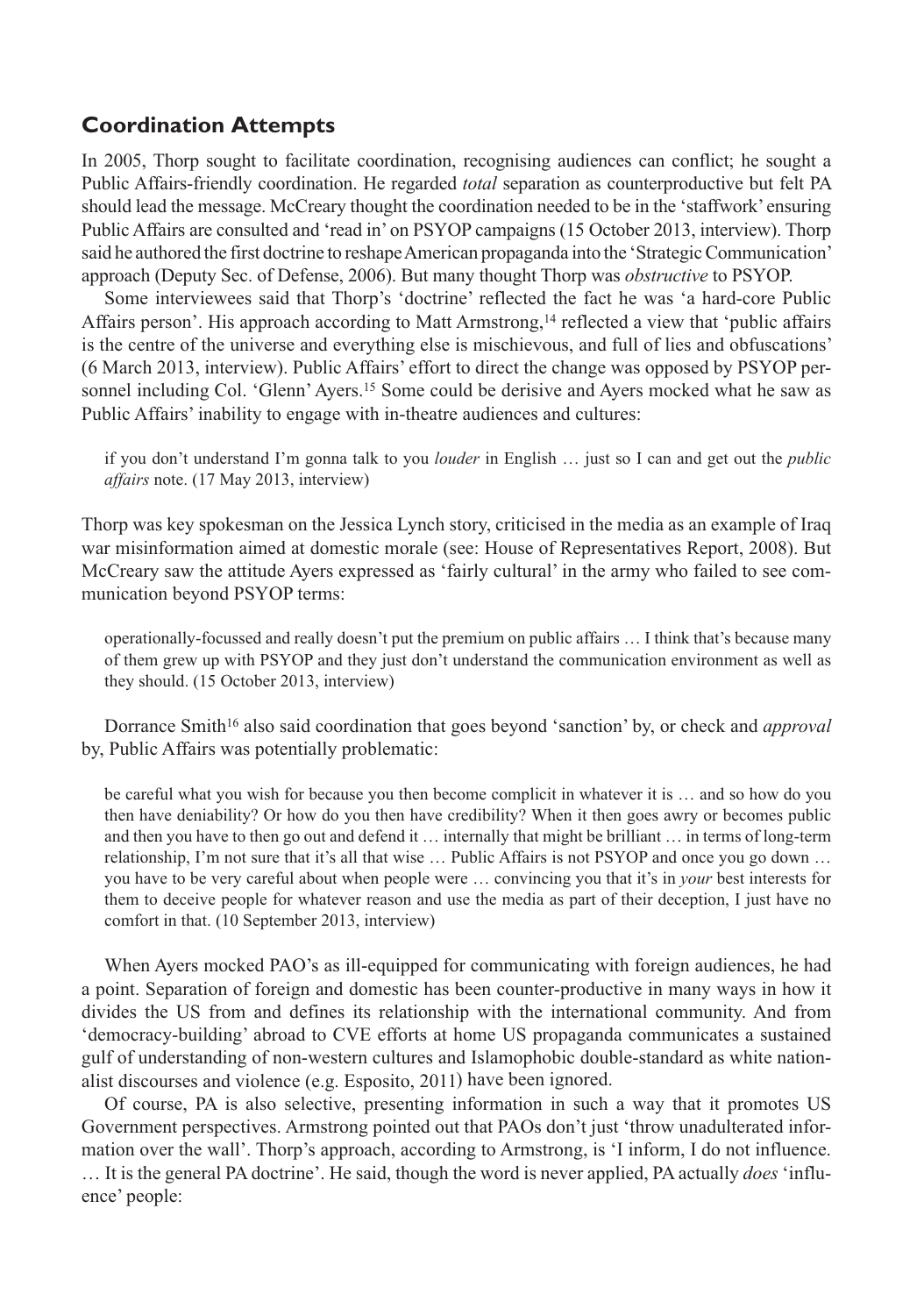## Coordination Attempts

In 2005, Thorp sought to facilitate coordination, recognising audiences can conflict; he sought a Public Affairs-friendly coordination. He regarded *total* separation as counterproductive but felt PA should lead the message. McCreary thought the coordination needed to be in the 'staffwork' ensuring Public Affairs are consulted and 'read in' on PSYOP campaigns (15 October 2013, interview). Thorp said he authored the first doctrine to reshape American propaganda into the 'Strategic Communication' approach (Deputy Sec. of Defense, 2006). But many thought Thorp was *obstructive* to PSYOP.

Some interviewees said that Thorp's 'doctrine' reflected the fact he was 'a hard-core Public Affairs person'. His approach according to Matt Armstrong,[14] reflected a view that 'public affairs is the centre of the universe and everything else is mischievous, and full of lies and obfuscations' (6 March 2013, interview). Public Affairs' effort to direct the change was opposed by PSYOP personnel including Col. 'Glenn' Ayers.[15] Some could be derisive and Ayers mocked what he saw as Public Affairs' inability to engage with in-theatre audiences and cultures:

> if you don't understand I'm gonna talk to you *louder* in English … just so I can and get out the *public affairs* note. (17 May 2013, interview)

Thorp was key spokesman on the Jessica Lynch story, criticised in the media as an example of Iraq war misinformation aimed at domestic morale (see: House of Representatives Report, 2008). But McCreary saw the attitude Ayers expressed as 'fairly cultural' in the army who failed to see communication beyond PSYOP terms:

> operationally-focussed and really doesn't put the premium on public affairs … I think that's because many of them grew up with PSYOP and they just don't understand the communication environment as well as they should. (15 October 2013, interview)

Dorrance Smith[16] also said coordination that goes beyond 'sanction' by, or check and *approval* by, Public Affairs was potentially problematic:

> be careful what you wish for because you then become complicit in whatever it is … and so how do you then have deniability? Or how do you then have credibility? When it then goes awry or becomes public and then you have to then go out and defend it … internally that might be brilliant … in terms of long-term relationship, I'm not sure that it's all that wise … Public Affairs is not PSYOP and once you go down … you have to be very careful about when people were … convincing you that it's in *your* best interests for them to deceive people for whatever reason and use the media as part of their deception, I just have no comfort in that. (10 September 2013, interview)

When Ayers mocked PAO's as ill-equipped for communicating with foreign audiences, he had a point. Separation of foreign and domestic has been counter-productive in many ways in how it divides the US from and defines its relationship with the international community. And from 'democracy-building' abroad to CVE efforts at home US propaganda communicates a sustained gulf of understanding of non-western cultures and Islamophobic double-standard as white nationalist discourses and violence (e.g. Esposito, 2011) have been ignored.

Of course, PA is also selective, presenting information in such a way that it promotes US Government perspectives. Armstrong pointed out that PAOs don't just 'throw unadulterated information over the wall'. Thorp's approach, according to Armstrong, is 'I inform, I do not influence. … It is the general PA doctrine'. He said, though the word is never applied, PA actually *does* 'influence' people: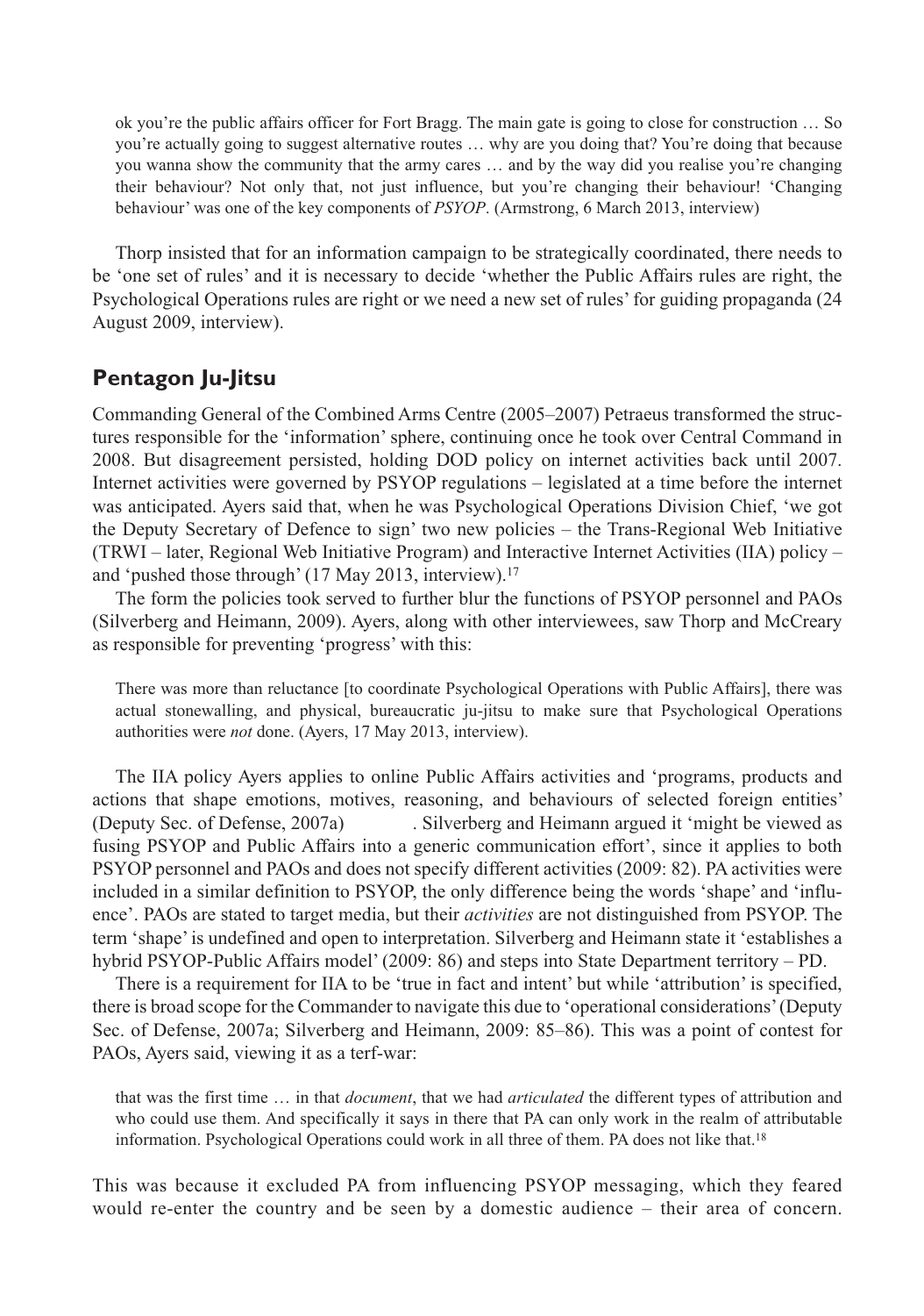> ok you're the public affairs officer for Fort Bragg. The main gate is going to close for construction … So you're actually going to suggest alternative routes … why are you doing that? You're doing that because you wanna show the community that the army cares … and by the way did you realise you're changing their behaviour? Not only that, not just influence, but you're changing their behaviour! 'Changing behaviour' was one of the key components of *PSYOP*. (Armstrong, 6 March 2013, interview)

Thorp insisted that for an information campaign to be strategically coordinated, there needs to be 'one set of rules' and it is necessary to decide 'whether the Public Affairs rules are right, the Psychological Operations rules are right or we need a new set of rules' for guiding propaganda (24 August 2009, interview).

## Pentagon Ju-Jitsu

Commanding General of the Combined Arms Centre (2005–2007) Petraeus transformed the structures responsible for the 'information' sphere, continuing once he took over Central Command in 2008. But disagreement persisted, holding DOD policy on internet activities back until 2007. Internet activities were governed by PSYOP regulations – legislated at a time before the internet was anticipated. Ayers said that, when he was Psychological Operations Division Chief, 'we got the Deputy Secretary of Defence to sign' two new policies – the Trans-Regional Web Initiative (TRWI – later, Regional Web Initiative Program) and Interactive Internet Activities (IIA) policy – and 'pushed those through' (17 May 2013, interview).[17]

The form the policies took served to further blur the functions of PSYOP personnel and PAOs (Silverberg and Heimann, 2009). Ayers, along with other interviewees, saw Thorp and McCreary as responsible for preventing 'progress' with this:

> There was more than reluctance [to coordinate Psychological Operations with Public Affairs], there was actual stonewalling, and physical, bureaucratic ju-jitsu to make sure that Psychological Operations authorities were *not* done. (Ayers, 17 May 2013, interview).

The IIA policy Ayers applies to online Public Affairs activities and 'programs, products and actions that shape emotions, motives, reasoning, and behaviours of selected foreign entities' (Deputy Sec. of Defense, 2007a). Silverberg and Heimann argued it 'might be viewed as fusing PSYOP and Public Affairs into a generic communication effort', since it applies to both PSYOP personnel and PAOs and does not specify different activities (2009: 82). PA activities were included in a similar definition to PSYOP, the only difference being the words 'shape' and 'influence'. PAOs are stated to target media, but their *activities* are not distinguished from PSYOP. The term 'shape' is undefined and open to interpretation. Silverberg and Heimann state it 'establishes a hybrid PSYOP-Public Affairs model' (2009: 86) and steps into State Department territory – PD.

There is a requirement for IIA to be 'true in fact and intent' but while 'attribution' is specified, there is broad scope for the Commander to navigate this due to 'operational considerations' (Deputy Sec. of Defense, 2007a; Silverberg and Heimann, 2009: 85–86). This was a point of contest for PAOs, Ayers said, viewing it as a terf-war:

> that was the first time … in that *document*, that we had *articulated* the different types of attribution and who could use them. And specifically it says in there that PA can only work in the realm of attributable information. Psychological Operations could work in all three of them. PA does not like that.[18]

This was because it excluded PA from influencing PSYOP messaging, which they feared would re-enter the country and be seen by a domestic audience – their area of concern.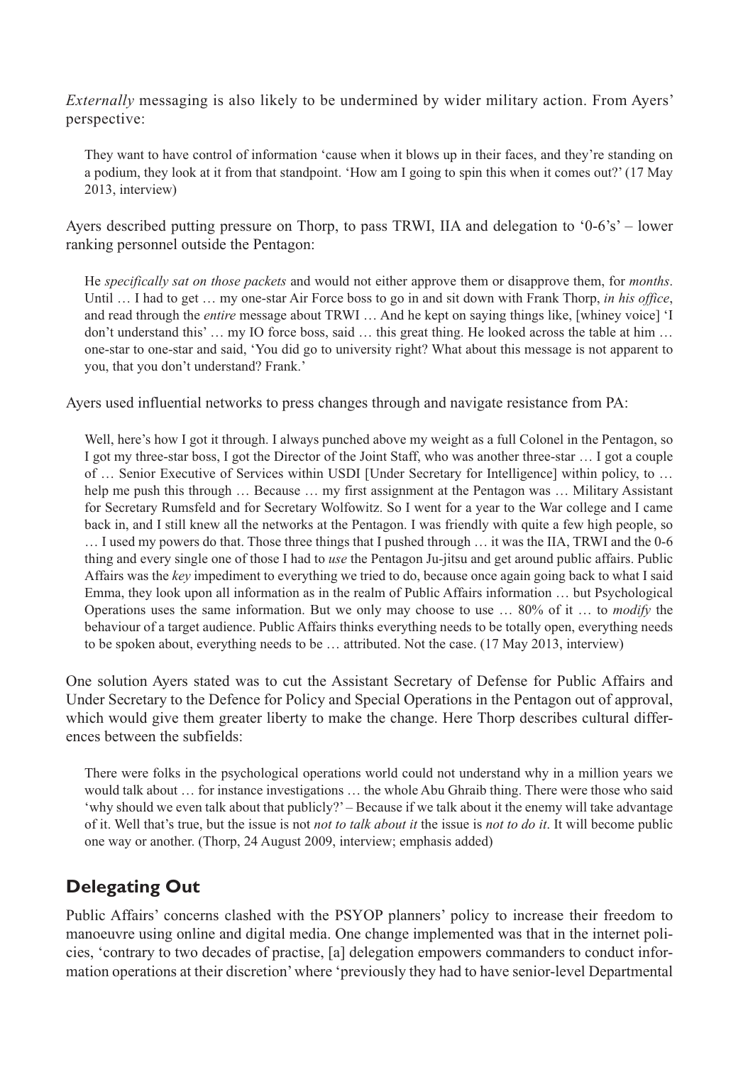*Externally* messaging is also likely to be undermined by wider military action. From Ayers' perspective:

> They want to have control of information 'cause when it blows up in their faces, and they're standing on a podium, they look at it from that standpoint. 'How am I going to spin this when it comes out?' (17 May 2013, interview)

Ayers described putting pressure on Thorp, to pass TRWI, IIA and delegation to '0-6's' – lower ranking personnel outside the Pentagon:

> He *specifically sat on those packets* and would not either approve them or disapprove them, for *months*. Until … I had to get … my one-star Air Force boss to go in and sit down with Frank Thorp, *in his office*, and read through the *entire* message about TRWI … And he kept on saying things like, [whiney voice] 'I don't understand this' … my IO force boss, said … this great thing. He looked across the table at him … one-star to one-star and said, 'You did go to university right? What about this message is not apparent to you, that you don't understand? Frank.'

Ayers used influential networks to press changes through and navigate resistance from PA:

> Well, here's how I got it through. I always punched above my weight as a full Colonel in the Pentagon, so I got my three-star boss, I got the Director of the Joint Staff, who was another three-star … I got a couple of … Senior Executive of Services within USDI [Under Secretary for Intelligence] within policy, to … help me push this through … Because … my first assignment at the Pentagon was … Military Assistant for Secretary Rumsfeld and for Secretary Wolfowitz. So I went for a year to the War college and I came back in, and I still knew all the networks at the Pentagon. I was friendly with quite a few high people, so … I used my powers do that. Those three things that I pushed through … it was the IIA, TRWI and the 0-6 thing and every single one of those I had to *use* the Pentagon Ju-jitsu and get around public affairs. Public Affairs was the *key* impediment to everything we tried to do, because once again going back to what I said Emma, they look upon all information as in the realm of Public Affairs information … but Psychological Operations uses the same information. But we only may choose to use … 80% of it … to *modify* the behaviour of a target audience. Public Affairs thinks everything needs to be totally open, everything needs to be spoken about, everything needs to be … attributed. Not the case. (17 May 2013, interview)

One solution Ayers stated was to cut the Assistant Secretary of Defense for Public Affairs and Under Secretary to the Defence for Policy and Special Operations in the Pentagon out of approval, which would give them greater liberty to make the change. Here Thorp describes cultural differences between the subfields:

> There were folks in the psychological operations world could not understand why in a million years we would talk about … for instance investigations … the whole Abu Ghraib thing. There were those who said 'why should we even talk about that publicly?' – Because if we talk about it the enemy will take advantage of it. Well that's true, but the issue is not *not to talk about it* the issue is *not to do it*. It will become public one way or another. (Thorp, 24 August 2009, interview; emphasis added)

## Delegating Out

Public Affairs' concerns clashed with the PSYOP planners' policy to increase their freedom to manoeuvre using online and digital media. One change implemented was that in the internet policies, 'contrary to two decades of practise, [a] delegation empowers commanders to conduct information operations at their discretion' where 'previously they had to have senior-level Departmental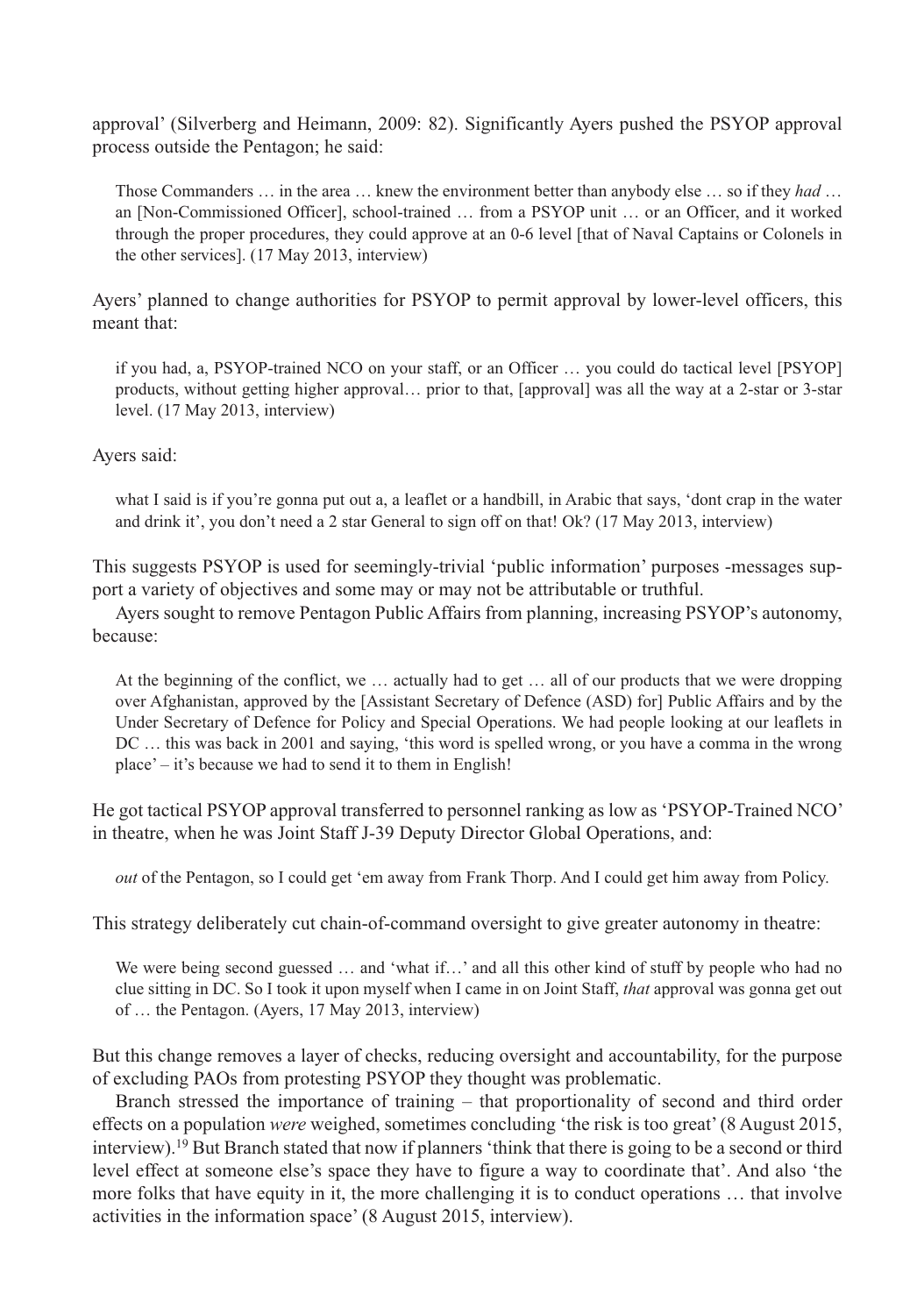approval' (Silverberg and Heimann, 2009: 82). Significantly Ayers pushed the PSYOP approval process outside the Pentagon; he said:

> Those Commanders … in the area … knew the environment better than anybody else … so if they *had* … an [Non-Commissioned Officer], school-trained … from a PSYOP unit … or an Officer, and it worked through the proper procedures, they could approve at an 0-6 level [that of Naval Captains or Colonels in the other services]. (17 May 2013, interview)

Ayers' planned to change authorities for PSYOP to permit approval by lower-level officers, this meant that:

> if you had, a, PSYOP-trained NCO on your staff, or an Officer … you could do tactical level [PSYOP] products, without getting higher approval… prior to that, [approval] was all the way at a 2-star or 3-star level. (17 May 2013, interview)

Ayers said:

> what I said is if you're gonna put out a, a leaflet or a handbill, in Arabic that says, 'dont crap in the water and drink it', you don't need a 2 star General to sign off on that! Ok? (17 May 2013, interview)

This suggests PSYOP is used for seemingly-trivial 'public information' purposes -messages support a variety of objectives and some may or may not be attributable or truthful.

Ayers sought to remove Pentagon Public Affairs from planning, increasing PSYOP's autonomy, because:

> At the beginning of the conflict, we … actually had to get … all of our products that we were dropping over Afghanistan, approved by the [Assistant Secretary of Defence (ASD) for] Public Affairs and by the Under Secretary of Defence for Policy and Special Operations. We had people looking at our leaflets in DC … this was back in 2001 and saying, 'this word is spelled wrong, or you have a comma in the wrong place' – it's because we had to send it to them in English!

He got tactical PSYOP approval transferred to personnel ranking as low as 'PSYOP-Trained NCO' in theatre, when he was Joint Staff J-39 Deputy Director Global Operations, and:

> *out* of the Pentagon, so I could get 'em away from Frank Thorp. And I could get him away from Policy.

This strategy deliberately cut chain-of-command oversight to give greater autonomy in theatre:

> We were being second guessed … and 'what if…' and all this other kind of stuff by people who had no clue sitting in DC. So I took it upon myself when I came in on Joint Staff, *that* approval was gonna get out of … the Pentagon. (Ayers, 17 May 2013, interview)

But this change removes a layer of checks, reducing oversight and accountability, for the purpose of excluding PAOs from protesting PSYOP they thought was problematic.

Branch stressed the importance of training – that proportionality of second and third order effects on a population *were* weighed, sometimes concluding 'the risk is too great' (8 August 2015, interview).[19] But Branch stated that now if planners 'think that there is going to be a second or third level effect at someone else's space they have to figure a way to coordinate that'. And also 'the more folks that have equity in it, the more challenging it is to conduct operations … that involve activities in the information space' (8 August 2015, interview).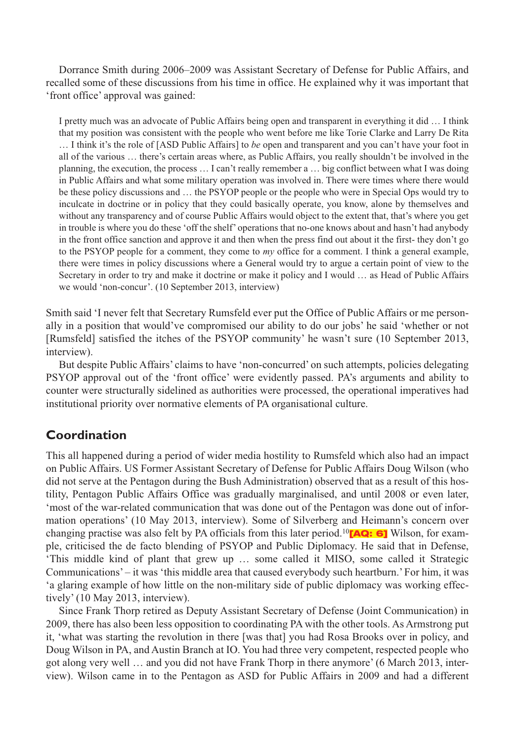Dorrance Smith during 2006–2009 was Assistant Secretary of Defense for Public Affairs, and recalled some of these discussions from his time in office. He explained why it was important that 'front office' approval was gained:

> I pretty much was an advocate of Public Affairs being open and transparent in everything it did … I think that my position was consistent with the people who went before me like Torie Clarke and Larry De Rita … I think it's the role of [ASD Public Affairs] to *be* open and transparent and you can't have your foot in all of the various … there's certain areas where, as Public Affairs, you really shouldn't be involved in the planning, the execution, the process … I can't really remember a … big conflict between what I was doing in Public Affairs and what some military operation was involved in. There were times where there would be these policy discussions and … the PSYOP people or the people who were in Special Ops would try to inculcate in doctrine or in policy that they could basically operate, you know, alone by themselves and without any transparency and of course Public Affairs would object to the extent that, that's where you get in trouble is where you do these 'off the shelf' operations that no-one knows about and hasn't had anybody in the front office sanction and approve it and then when the press find out about it the first- they don't go to the PSYOP people for a comment, they come to *my* office for a comment. I think a general example, there were times in policy discussions where a General would try to argue a certain point of view to the Secretary in order to try and make it doctrine or make it policy and I would … as Head of Public Affairs we would 'non-concur'. (10 September 2013, interview)

Smith said 'I never felt that Secretary Rumsfeld ever put the Office of Public Affairs or me personally in a position that would've compromised our ability to do our jobs' he said 'whether or not [Rumsfeld] satisfied the itches of the PSYOP community' he wasn't sure (10 September 2013, interview).

But despite Public Affairs' claims to have 'non-concurred' on such attempts, policies delegating PSYOP approval out of the 'front office' were evidently passed. PA's arguments and ability to counter were structurally sidelined as authorities were processed, the operational imperatives had institutional priority over normative elements of PA organisational culture.

## Coordination

This all happened during a period of wider media hostility to Rumsfeld which also had an impact on Public Affairs. US Former Assistant Secretary of Defense for Public Affairs Doug Wilson (who did not serve at the Pentagon during the Bush Administration) observed that as a result of this hostility, Pentagon Public Affairs Office was gradually marginalised, and until 2008 or even later, 'most of the war-related communication that was done out of the Pentagon was done out of information operations' (10 May 2013, interview). Some of Silverberg and Heimann's concern over changing practise was also felt by PA officials from this later period.[10] **[AQ: 6]** Wilson, for example, criticised the de facto blending of PSYOP and Public Diplomacy. He said that in Defense, 'This middle kind of plant that grew up … some called it MISO, some called it Strategic Communications' – it was 'this middle area that caused everybody such heartburn.' For him, it was 'a glaring example of how little on the non-military side of public diplomacy was working effectively' (10 May 2013, interview).

Since Frank Thorp retired as Deputy Assistant Secretary of Defense (Joint Communication) in 2009, there has also been less opposition to coordinating PA with the other tools. As Armstrong put it, 'what was starting the revolution in there [was that] you had Rosa Brooks over in policy, and Doug Wilson in PA, and Austin Branch at IO. You had three very competent, respected people who got along very well … and you did not have Frank Thorp in there anymore' (6 March 2013, interview). Wilson came in to the Pentagon as ASD for Public Affairs in 2009 and had a different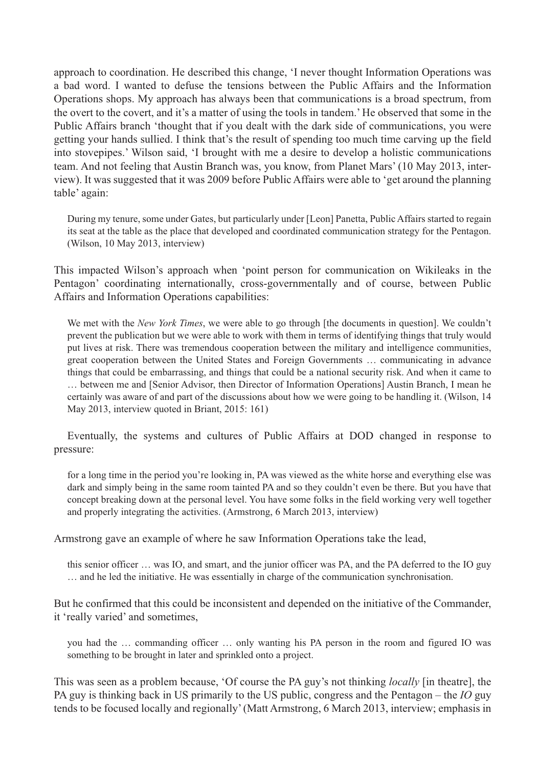approach to coordination. He described this change, 'I never thought Information Operations was a bad word. I wanted to defuse the tensions between the Public Affairs and the Information Operations shops. My approach has always been that communications is a broad spectrum, from the overt to the covert, and it's a matter of using the tools in tandem.' He observed that some in the Public Affairs branch 'thought that if you dealt with the dark side of communications, you were getting your hands sullied. I think that's the result of spending too much time carving up the field into stovepipes.' Wilson said, 'I brought with me a desire to develop a holistic communications team. And not feeling that Austin Branch was, you know, from Planet Mars' (10 May 2013, interview). It was suggested that it was 2009 before Public Affairs were able to 'get around the planning table' again:

> During my tenure, some under Gates, but particularly under [Leon] Panetta, Public Affairs started to regain its seat at the table as the place that developed and coordinated communication strategy for the Pentagon. (Wilson, 10 May 2013, interview)

This impacted Wilson's approach when 'point person for communication on Wikileaks in the Pentagon' coordinating internationally, cross-governmentally and of course, between Public Affairs and Information Operations capabilities:

> We met with the *New York Times*, we were able to go through [the documents in question]. We couldn't prevent the publication but we were able to work with them in terms of identifying things that truly would put lives at risk. There was tremendous cooperation between the military and intelligence communities, great cooperation between the United States and Foreign Governments … communicating in advance things that could be embarrassing, and things that could be a national security risk. And when it came to … between me and [Senior Advisor, then Director of Information Operations] Austin Branch, I mean he certainly was aware of and part of the discussions about how we were going to be handling it. (Wilson, 14 May 2013, interview quoted in Briant, 2015: 161)

Eventually, the systems and cultures of Public Affairs at DOD changed in response to pressure:

> for a long time in the period you're looking in, PA was viewed as the white horse and everything else was dark and simply being in the same room tainted PA and so they couldn't even be there. But you have that concept breaking down at the personal level. You have some folks in the field working very well together and properly integrating the activities. (Armstrong, 6 March 2013, interview)

Armstrong gave an example of where he saw Information Operations take the lead,

> this senior officer … was IO, and smart, and the junior officer was PA, and the PA deferred to the IO guy … and he led the initiative. He was essentially in charge of the communication synchronisation.

But he confirmed that this could be inconsistent and depended on the initiative of the Commander, it 'really varied' and sometimes,

> you had the … commanding officer … only wanting his PA person in the room and figured IO was something to be brought in later and sprinkled onto a project.

This was seen as a problem because, 'Of course the PA guy's not thinking *locally* [in theatre], the PA guy is thinking back in US primarily to the US public, congress and the Pentagon – the *IO* guy tends to be focused locally and regionally' (Matt Armstrong, 6 March 2013, interview; emphasis in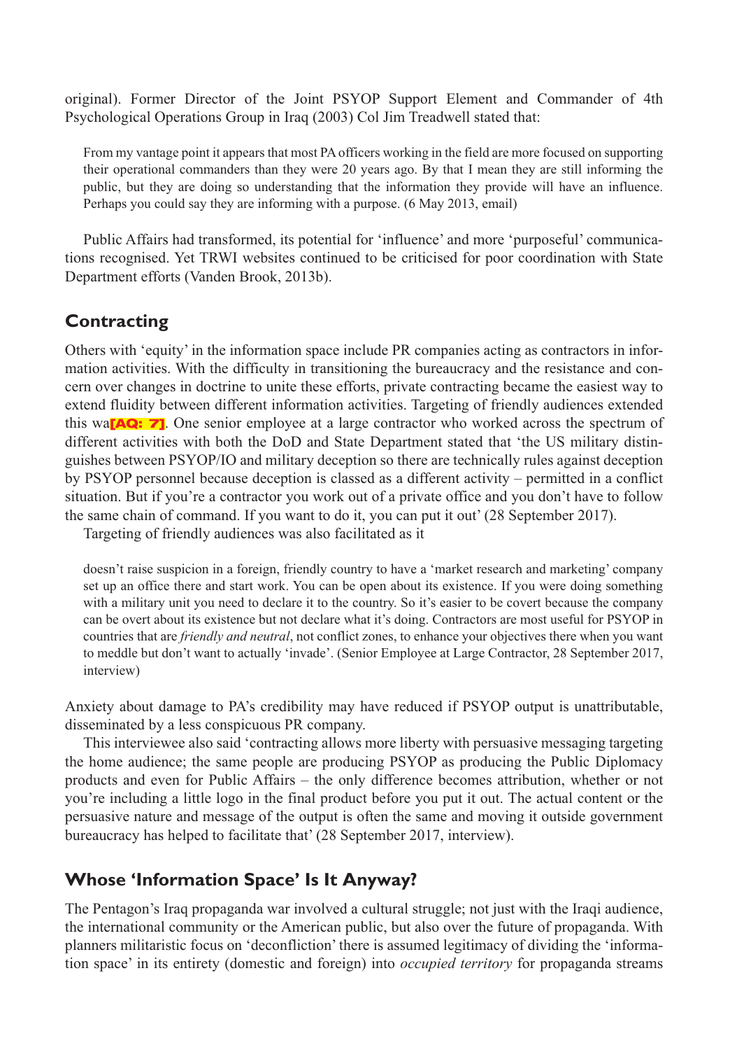original). Former Director of the Joint PSYOP Support Element and Commander of 4th Psychological Operations Group in Iraq (2003) Col Jim Treadwell stated that:

> From my vantage point it appears that most PA officers working in the field are more focused on supporting their operational commanders than they were 20 years ago. By that I mean they are still informing the public, but they are doing so understanding that the information they provide will have an influence. Perhaps you could say they are informing with a purpose. (6 May 2013, email)

Public Affairs had transformed, its potential for 'influence' and more 'purposeful' communications recognised. Yet TRWI websites continued to be criticised for poor coordination with State Department efforts (Vanden Brook, 2013b).

## Contracting

Others with 'equity' in the information space include PR companies acting as contractors in information activities. With the difficulty in transitioning the bureaucracy and the resistance and concern over changes in doctrine to unite these efforts, private contracting became the easiest way to extend fluidity between different information activities. Targeting of friendly audiences extended this wa**[AQ: 7]**. One senior employee at a large contractor who worked across the spectrum of different activities with both the DoD and State Department stated that 'the US military distinguishes between PSYOP/IO and military deception so there are technically rules against deception by PSYOP personnel because deception is classed as a different activity – permitted in a conflict situation. But if you're a contractor you work out of a private office and you don't have to follow the same chain of command. If you want to do it, you can put it out' (28 September 2017).

Targeting of friendly audiences was also facilitated as it

> doesn't raise suspicion in a foreign, friendly country to have a 'market research and marketing' company set up an office there and start work. You can be open about its existence. If you were doing something with a military unit you need to declare it to the country. So it's easier to be covert because the company can be overt about its existence but not declare what it's doing. Contractors are most useful for PSYOP in countries that are *friendly and neutral*, not conflict zones, to enhance your objectives there when you want to meddle but don't want to actually 'invade'. (Senior Employee at Large Contractor, 28 September 2017, interview)

Anxiety about damage to PA's credibility may have reduced if PSYOP output is unattributable, disseminated by a less conspicuous PR company.

This interviewee also said 'contracting allows more liberty with persuasive messaging targeting the home audience; the same people are producing PSYOP as producing the Public Diplomacy products and even for Public Affairs – the only difference becomes attribution, whether or not you're including a little logo in the final product before you put it out. The actual content or the persuasive nature and message of the output is often the same and moving it outside government bureaucracy has helped to facilitate that' (28 September 2017, interview).

## Whose 'Information Space' Is It Anyway?

The Pentagon's Iraq propaganda war involved a cultural struggle; not just with the Iraqi audience, the international community or the American public, but also over the future of propaganda. With planners militaristic focus on 'deconfliction' there is assumed legitimacy of dividing the 'information space' in its entirety (domestic and foreign) into *occupied territory* for propaganda streams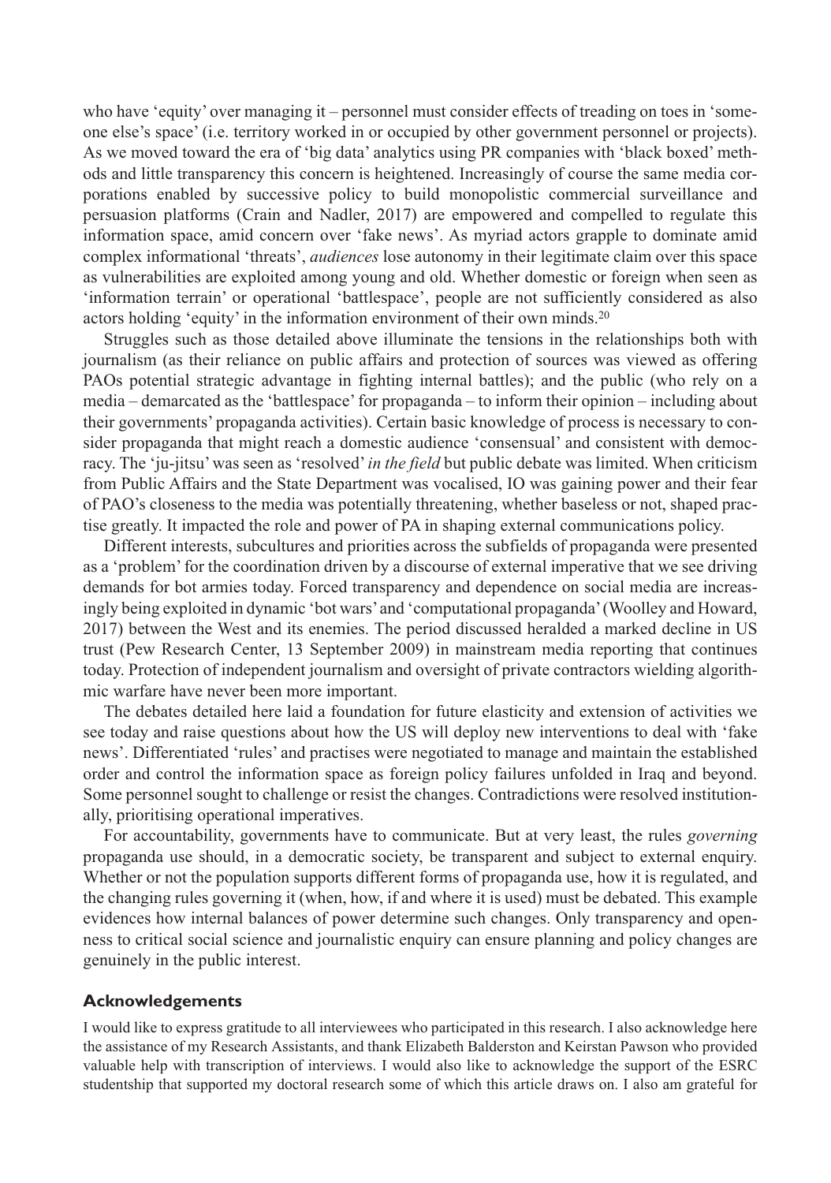who have 'equity' over managing it – personnel must consider effects of treading on toes in 'someone else's space' (i.e. territory worked in or occupied by other government personnel or projects). As we moved toward the era of 'big data' analytics using PR companies with 'black boxed' methods and little transparency this concern is heightened. Increasingly of course the same media corporations enabled by successive policy to build monopolistic commercial surveillance and persuasion platforms (Crain and Nadler, 2017) are empowered and compelled to regulate this information space, amid concern over 'fake news'. As myriad actors grapple to dominate amid complex informational 'threats', *audiences* lose autonomy in their legitimate claim over this space as vulnerabilities are exploited among young and old. Whether domestic or foreign when seen as 'information terrain' or operational 'battlespace', people are not sufficiently considered as also actors holding 'equity' in the information environment of their own minds.[20]

Struggles such as those detailed above illuminate the tensions in the relationships both with journalism (as their reliance on public affairs and protection of sources was viewed as offering PAOs potential strategic advantage in fighting internal battles); and the public (who rely on a media – demarcated as the 'battlespace' for propaganda – to inform their opinion – including about their governments' propaganda activities). Certain basic knowledge of process is necessary to consider propaganda that might reach a domestic audience 'consensual' and consistent with democracy. The 'ju-jitsu' was seen as 'resolved' *in the field* but public debate was limited. When criticism from Public Affairs and the State Department was vocalised, IO was gaining power and their fear of PAO's closeness to the media was potentially threatening, whether baseless or not, shaped practise greatly. It impacted the role and power of PA in shaping external communications policy.

Different interests, subcultures and priorities across the subfields of propaganda were presented as a 'problem' for the coordination driven by a discourse of external imperative that we see driving demands for bot armies today. Forced transparency and dependence on social media are increasingly being exploited in dynamic 'bot wars' and 'computational propaganda' (Woolley and Howard, 2017) between the West and its enemies. The period discussed heralded a marked decline in US trust (Pew Research Center, 13 September 2009) in mainstream media reporting that continues today. Protection of independent journalism and oversight of private contractors wielding algorithmic warfare have never been more important.

The debates detailed here laid a foundation for future elasticity and extension of activities we see today and raise questions about how the US will deploy new interventions to deal with 'fake news'. Differentiated 'rules' and practises were negotiated to manage and maintain the established order and control the information space as foreign policy failures unfolded in Iraq and beyond. Some personnel sought to challenge or resist the changes. Contradictions were resolved institutionally, prioritising operational imperatives.

For accountability, governments have to communicate. But at very least, the rules *governing* propaganda use should, in a democratic society, be transparent and subject to external enquiry. Whether or not the population supports different forms of propaganda use, how it is regulated, and the changing rules governing it (when, how, if and where it is used) must be debated. This example evidences how internal balances of power determine such changes. Only transparency and openness to critical social science and journalistic enquiry can ensure planning and policy changes are genuinely in the public interest.

## Acknowledgements

I would like to express gratitude to all interviewees who participated in this research. I also acknowledge here the assistance of my Research Assistants, and thank Elizabeth Balderston and Keirstan Pawson who provided valuable help with transcription of interviews. I would also like to acknowledge the support of the ESRC studentship that supported my doctoral research some of which this article draws on. I also am grateful for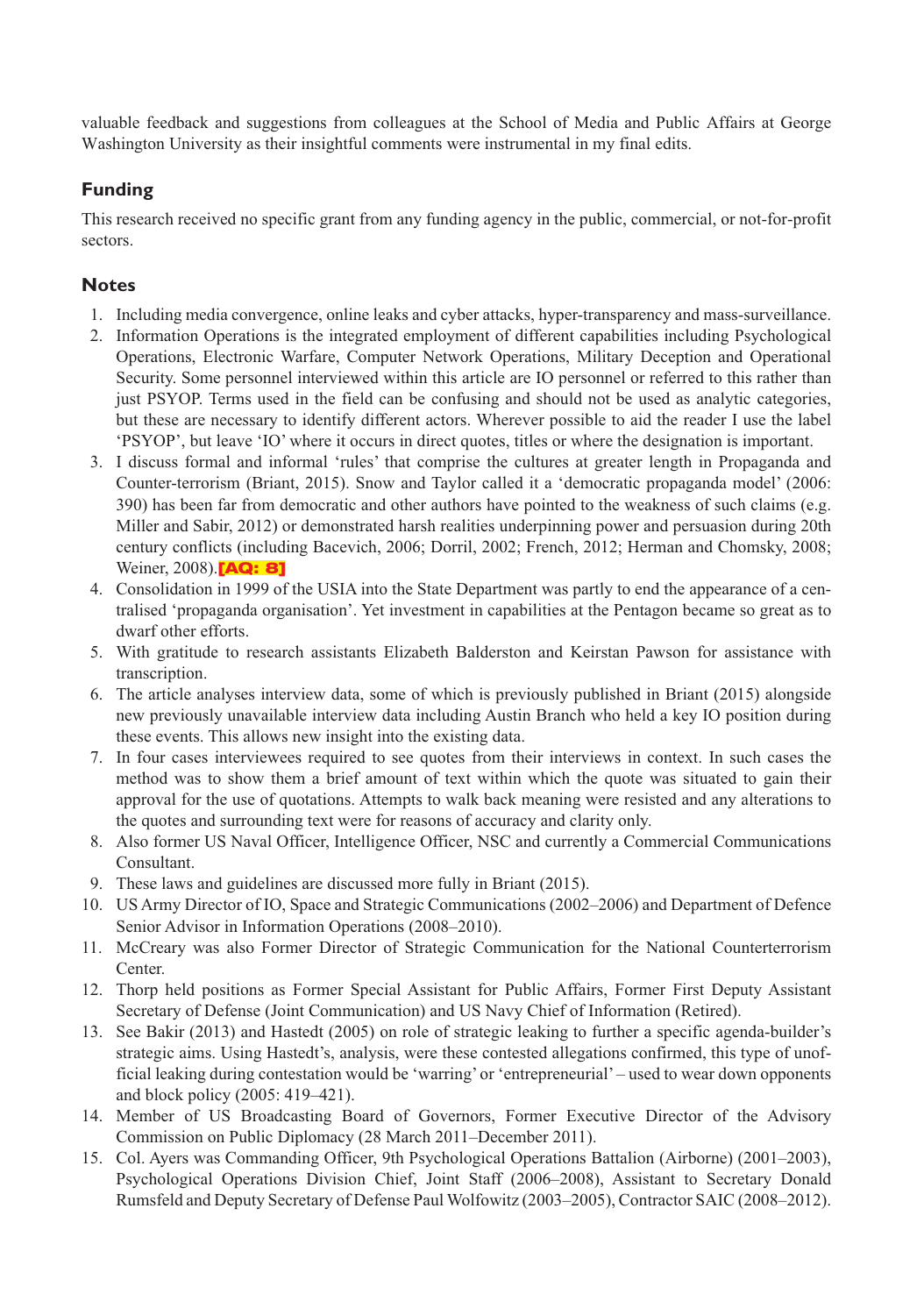valuable feedback and suggestions from colleagues at the School of Media and Public Affairs at George Washington University as their insightful comments were instrumental in my final edits.

## Funding

This research received no specific grant from any funding agency in the public, commercial, or not-for-profit sectors.

## Notes

1. Including media convergence, online leaks and cyber attacks, hyper-transparency and mass-surveillance.
2. Information Operations is the integrated employment of different capabilities including Psychological Operations, Electronic Warfare, Computer Network Operations, Military Deception and Operational Security. Some personnel interviewed within this article are IO personnel or referred to this rather than just PSYOP. Terms used in the field can be confusing and should not be used as analytic categories, but these are necessary to identify different actors. Wherever possible to aid the reader I use the label 'PSYOP', but leave 'IO' where it occurs in direct quotes, titles or where the designation is important.
3. I discuss formal and informal 'rules' that comprise the cultures at greater length in Propaganda and Counter-terrorism (Briant, 2015). Snow and Taylor called it a 'democratic propaganda model' (2006: 390) has been far from democratic and other authors have pointed to the weakness of such claims (e.g. Miller and Sabir, 2012) or demonstrated harsh realities underpinning power and persuasion during 20th century conflicts (including Bacevich, 2006; Dorril, 2002; French, 2012; Herman and Chomsky, 2008; Weiner, 2008).**[AQ: 8]**
4. Consolidation in 1999 of the USIA into the State Department was partly to end the appearance of a centralised 'propaganda organisation'. Yet investment in capabilities at the Pentagon became so great as to dwarf other efforts.
5. With gratitude to research assistants Elizabeth Balderston and Keirstan Pawson for assistance with transcription.
6. The article analyses interview data, some of which is previously published in Briant (2015) alongside new previously unavailable interview data including Austin Branch who held a key IO position during these events. This allows new insight into the existing data.
7. In four cases interviewees required to see quotes from their interviews in context. In such cases the method was to show them a brief amount of text within which the quote was situated to gain their approval for the use of quotations. Attempts to walk back meaning were resisted and any alterations to the quotes and surrounding text were for reasons of accuracy and clarity only.
8. Also former US Naval Officer, Intelligence Officer, NSC and currently a Commercial Communications Consultant.
9. These laws and guidelines are discussed more fully in Briant (2015).
10. US Army Director of IO, Space and Strategic Communications (2002–2006) and Department of Defence Senior Advisor in Information Operations (2008–2010).
11. McCreary was also Former Director of Strategic Communication for the National Counterterrorism Center.
12. Thorp held positions as Former Special Assistant for Public Affairs, Former First Deputy Assistant Secretary of Defense (Joint Communication) and US Navy Chief of Information (Retired).
13. See Bakir (2013) and Hastedt (2005) on role of strategic leaking to further a specific agenda-builder's strategic aims. Using Hastedt's, analysis, were these contested allegations confirmed, this type of unofficial leaking during contestation would be 'warring' or 'entrepreneurial' – used to wear down opponents and block policy (2005: 419–421).
14. Member of US Broadcasting Board of Governors, Former Executive Director of the Advisory Commission on Public Diplomacy (28 March 2011–December 2011).
15. Col. Ayers was Commanding Officer, 9th Psychological Operations Battalion (Airborne) (2001–2003), Psychological Operations Division Chief, Joint Staff (2006–2008), Assistant to Secretary Donald Rumsfeld and Deputy Secretary of Defense Paul Wolfowitz (2003–2005), Contractor SAIC (2008–2012).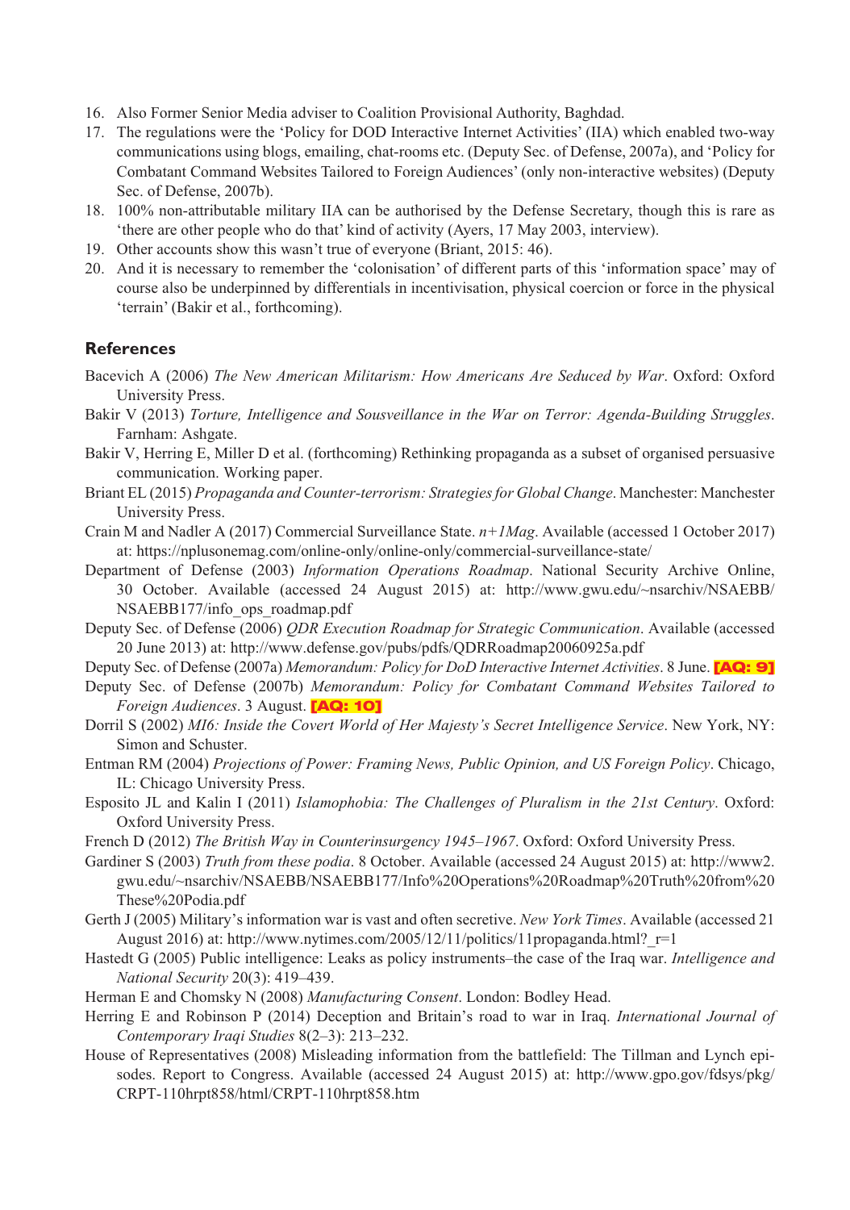16. Also Former Senior Media adviser to Coalition Provisional Authority, Baghdad.
17. The regulations were the 'Policy for DOD Interactive Internet Activities' (IIA) which enabled two-way communications using blogs, emailing, chat-rooms etc. (Deputy Sec. of Defense, 2007a), and 'Policy for Combatant Command Websites Tailored to Foreign Audiences' (only non-interactive websites) (Deputy Sec. of Defense, 2007b).
18. 100% non-attributable military IIA can be authorised by the Defense Secretary, though this is rare as 'there are other people who do that' kind of activity (Ayers, 17 May 2003, interview).
19. Other accounts show this wasn't true of everyone (Briant, 2015: 46).
20. And it is necessary to remember the 'colonisation' of different parts of this 'information space' may of course also be underpinned by differentials in incentivisation, physical coercion or force in the physical 'terrain' (Bakir et al., forthcoming).

## References

Bacevich A (2006) *The New American Militarism: How Americans Are Seduced by War*. Oxford: Oxford University Press.

Bakir V (2013) *Torture, Intelligence and Sousveillance in the War on Terror: Agenda-Building Struggles*. Farnham: Ashgate.

Bakir V, Herring E, Miller D et al. (forthcoming) Rethinking propaganda as a subset of organised persuasive communication. Working paper.

Briant EL (2015) *Propaganda and Counter-terrorism: Strategies for Global Change*. Manchester: Manchester University Press.

Crain M and Nadler A (2017) Commercial Surveillance State. *n+1Mag*. Available (accessed 1 October 2017) at: https://nplusonemag.com/online-only/online-only/commercial-surveillance-state/

Department of Defense (2003) *Information Operations Roadmap*. National Security Archive Online, 30 October. Available (accessed 24 August 2015) at: http://www.gwu.edu/~nsarchiv/NSAEBB/NSAEBB177/info_ops_roadmap.pdf

Deputy Sec. of Defense (2006) *QDR Execution Roadmap for Strategic Communication*. Available (accessed 20 June 2013) at: http://www.defense.gov/pubs/pdfs/QDRRoadmap20060925a.pdf

Deputy Sec. of Defense (2007a) *Memorandum: Policy for DoD Interactive Internet Activities*. 8 June. **[AQ: 9]**

Deputy Sec. of Defense (2007b) *Memorandum: Policy for Combatant Command Websites Tailored to Foreign Audiences*. 3 August. **[AQ: 10]**

Dorril S (2002) *MI6: Inside the Covert World of Her Majesty's Secret Intelligence Service*. New York, NY: Simon and Schuster.

Entman RM (2004) *Projections of Power: Framing News, Public Opinion, and US Foreign Policy*. Chicago, IL: Chicago University Press.

Esposito JL and Kalin I (2011) *Islamophobia: The Challenges of Pluralism in the 21st Century*. Oxford: Oxford University Press.

French D (2012) *The British Way in Counterinsurgency 1945–1967*. Oxford: Oxford University Press.

Gardiner S (2003) *Truth from these podia*. 8 October. Available (accessed 24 August 2015) at: http://www2.gwu.edu/~nsarchiv/NSAEBB/NSAEBB177/Info%20Operations%20Roadmap%20Truth%20from%20These%20Podia.pdf

Gerth J (2005) Military's information war is vast and often secretive. *New York Times*. Available (accessed 21 August 2016) at: http://www.nytimes.com/2005/12/11/politics/11propaganda.html?_r=1

Hastedt G (2005) Public intelligence: Leaks as policy instruments–the case of the Iraq war. *Intelligence and National Security* 20(3): 419–439.

Herman E and Chomsky N (2008) *Manufacturing Consent*. London: Bodley Head.

Herring E and Robinson P (2014) Deception and Britain's road to war in Iraq. *International Journal of Contemporary Iraqi Studies* 8(2–3): 213–232.

House of Representatives (2008) Misleading information from the battlefield: The Tillman and Lynch episodes. Report to Congress. Available (accessed 24 August 2015) at: http://www.gpo.gov/fdsys/pkg/CRPT-110hrpt858/html/CRPT-110hrpt858.htm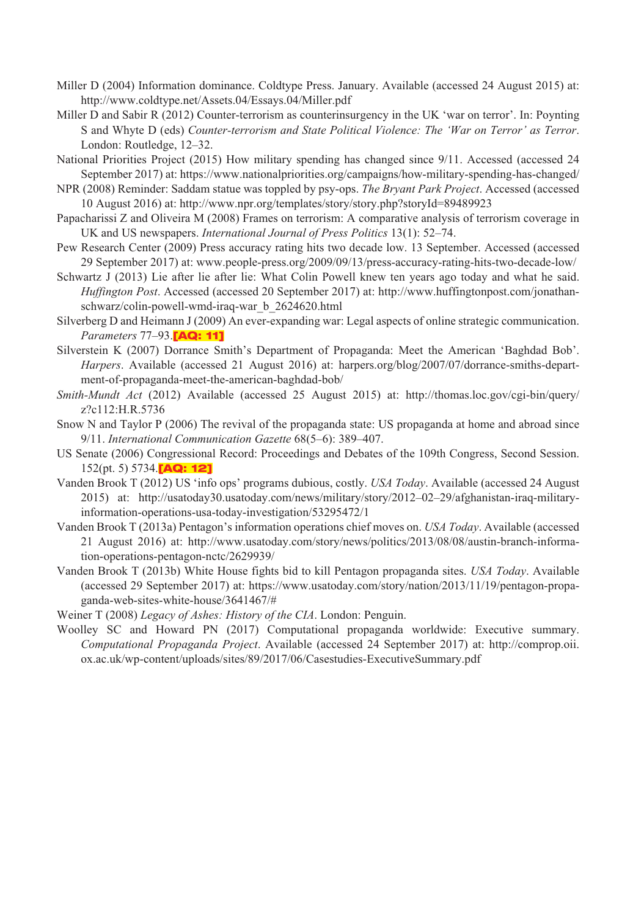Miller D (2004) Information dominance. Coldtype Press. January. Available (accessed 24 August 2015) at: http://www.coldtype.net/Assets.04/Essays.04/Miller.pdf

Miller D and Sabir R (2012) Counter-terrorism as counterinsurgency in the UK 'war on terror'. In: Poynting S and Whyte D (eds) *Counter-terrorism and State Political Violence: The 'War on Terror' as Terror*. London: Routledge, 12–32.

National Priorities Project (2015) How military spending has changed since 9/11. Accessed (accessed 24 September 2017) at: https://www.nationalpriorities.org/campaigns/how-military-spending-has-changed/

NPR (2008) Reminder: Saddam statue was toppled by psy-ops. *The Bryant Park Project*. Accessed (accessed 10 August 2016) at: http://www.npr.org/templates/story/story.php?storyId=89489923

Papacharissi Z and Oliveira M (2008) Frames on terrorism: A comparative analysis of terrorism coverage in UK and US newspapers. *International Journal of Press Politics* 13(1): 52–74.

Pew Research Center (2009) Press accuracy rating hits two decade low. 13 September. Accessed (accessed 29 September 2017) at: www.people-press.org/2009/09/13/press-accuracy-rating-hits-two-decade-low/

Schwartz J (2013) Lie after lie after lie: What Colin Powell knew ten years ago today and what he said. *Huffington Post*. Accessed (accessed 20 September 2017) at: http://www.huffingtonpost.com/jonathan-schwarz/colin-powell-wmd-iraq-war_b_2624620.html

Silverberg D and Heimann J (2009) An ever-expanding war: Legal aspects of online strategic communication. *Parameters* 77–93.**[AQ: 11]**

Silverstein K (2007) Dorrance Smith's Department of Propaganda: Meet the American 'Baghdad Bob'. *Harpers*. Available (accessed 21 August 2016) at: harpers.org/blog/2007/07/dorrance-smiths-department-of-propaganda-meet-the-american-baghdad-bob/

*Smith-Mundt Act* (2012) Available (accessed 25 August 2015) at: http://thomas.loc.gov/cgi-bin/query/z?c112:H.R.5736

Snow N and Taylor P (2006) The revival of the propaganda state: US propaganda at home and abroad since 9/11. *International Communication Gazette* 68(5–6): 389–407.

US Senate (2006) Congressional Record: Proceedings and Debates of the 109th Congress, Second Session. 152(pt. 5) 5734.**[AQ: 12]**

Vanden Brook T (2012) US 'info ops' programs dubious, costly. *USA Today*. Available (accessed 24 August 2015) at: http://usatoday30.usatoday.com/news/military/story/2012–02–29/afghanistan-iraq-military-information-operations-usa-today-investigation/53295472/1

Vanden Brook T (2013a) Pentagon's information operations chief moves on. *USA Today*. Available (accessed 21 August 2016) at: http://www.usatoday.com/story/news/politics/2013/08/08/austin-branch-information-operations-pentagon-nctc/2629939/

Vanden Brook T (2013b) White House fights bid to kill Pentagon propaganda sites. *USA Today*. Available (accessed 29 September 2017) at: https://www.usatoday.com/story/nation/2013/11/19/pentagon-propaganda-web-sites-white-house/3641467/#

Weiner T (2008) *Legacy of Ashes: History of the CIA*. London: Penguin.

Woolley SC and Howard PN (2017) Computational propaganda worldwide: Executive summary. *Computational Propaganda Project*. Available (accessed 24 September 2017) at: http://comprop.oii.ox.ac.uk/wp-content/uploads/sites/89/2017/06/Casestudies-ExecutiveSummary.pdf